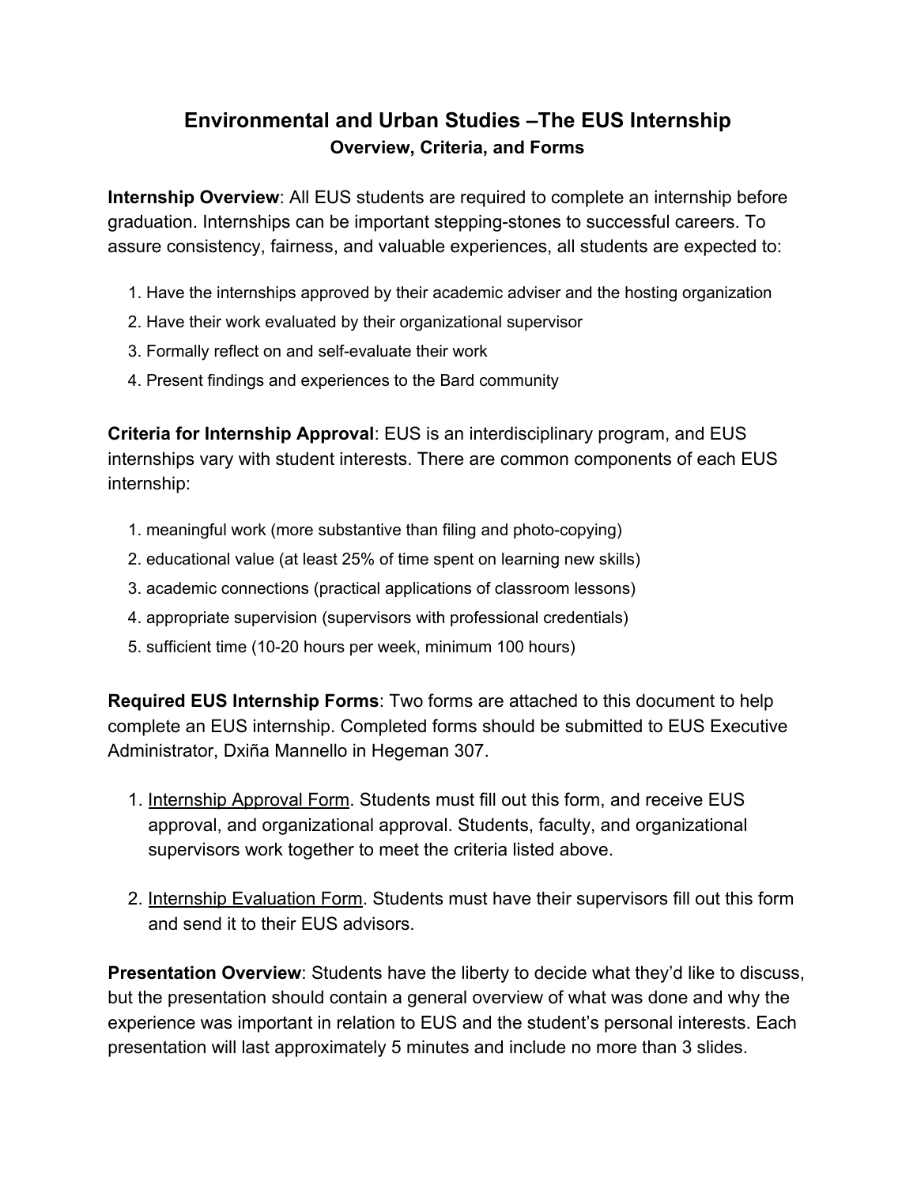# Environmental and Urban Studies –The EUS Internship

## Overview, Criteria, and Forms

**Internship Overview**: All EUS students are required to complete an internship before graduation. Internships can be important stepping-stones to successful careers. To assure consistency, fairness, and valuable experiences, all students are expected to:

1. Have the internships approved by their academic adviser and the hosting organization
2. Have their work evaluated by their organizational supervisor
3. Formally reflect on and self-evaluate their work
4. Present findings and experiences to the Bard community

**Criteria for Internship Approval**: EUS is an interdisciplinary program, and EUS internships vary with student interests. There are common components of each EUS internship:

1. meaningful work (more substantive than filing and photo-copying)
2. educational value (at least 25% of time spent on learning new skills)
3. academic connections (practical applications of classroom lessons)
4. appropriate supervision (supervisors with professional credentials)
5. sufficient time (10-20 hours per week, minimum 100 hours)

**Required EUS Internship Forms**: Two forms are attached to this document to help complete an EUS internship. Completed forms should be submitted to EUS Executive Administrator, Dxiña Mannello in Hegeman 307.

1. Internship Approval Form. Students must fill out this form, and receive EUS approval, and organizational approval. Students, faculty, and organizational supervisors work together to meet the criteria listed above.

2. Internship Evaluation Form. Students must have their supervisors fill out this form and send it to their EUS advisors.

**Presentation Overview**: Students have the liberty to decide what they'd like to discuss, but the presentation should contain a general overview of what was done and why the experience was important in relation to EUS and the student's personal interests. Each presentation will last approximately 5 minutes and include no more than 3 slides.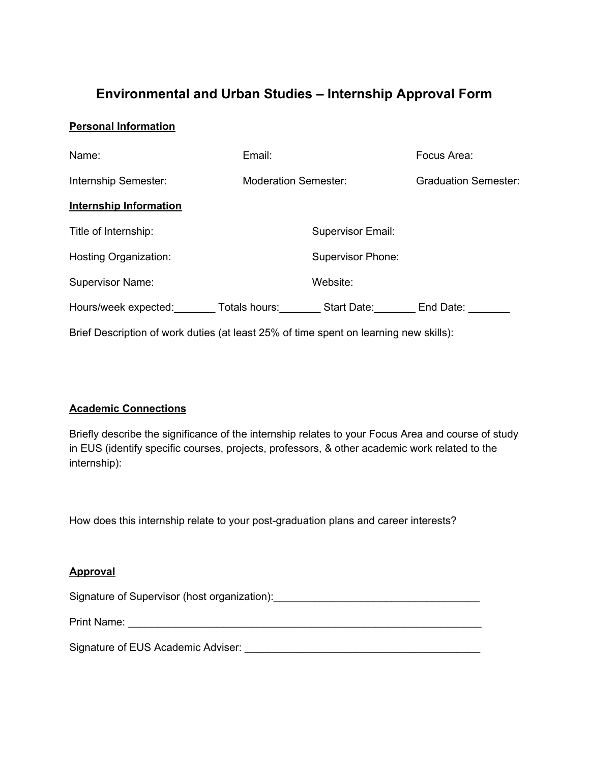# Environmental and Urban Studies – Internship Approval Form

**Personal Information**

Name: 

Email: 

Focus Area:

Internship Semester: 

Moderation Semester: 

Graduation Semester:

**Internship Information**

Title of Internship: 

Supervisor Email:

Hosting Organization: 

Supervisor Phone:

Supervisor Name: 

Website:

Hours/week expected:_______ Totals hours:_______ Start Date:_______ End Date: _______

Brief Description of work duties (at least 25% of time spent on learning new skills):

**Academic Connections**

Briefly describe the significance of the internship relates to your Focus Area and course of study in EUS (identify specific courses, projects, professors, & other academic work related to the internship):

How does this internship relate to your post-graduation plans and career interests?

**Approval**

Signature of Supervisor (host organization):___________________________________

Print Name: _____________________________________________________________

Signature of EUS Academic Adviser: ________________________________________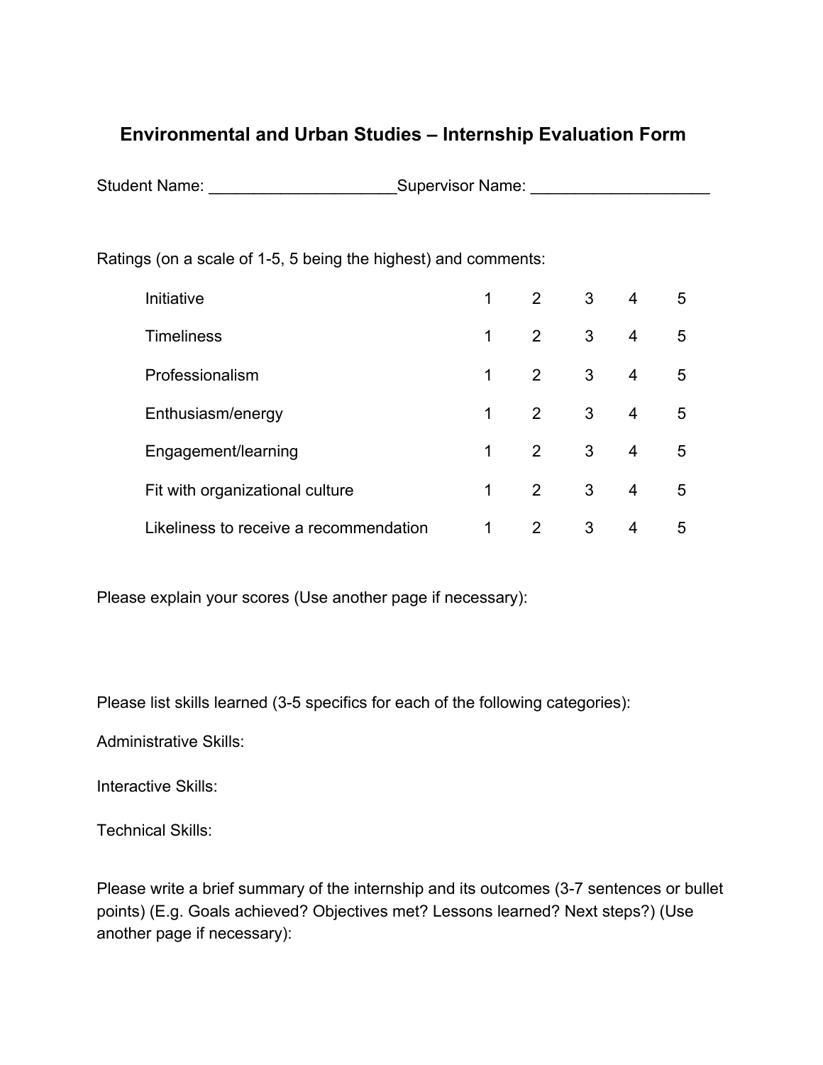# Environmental and Urban Studies – Internship Evaluation Form

Student Name: _____________________Supervisor Name: ____________________

Ratings (on a scale of 1-5, 5 being the highest) and comments:

| | | | | | |
|---|---|---|---|---|---|
| Initiative | 1 | 2 | 3 | 4 | 5 |
| Timeliness | 1 | 2 | 3 | 4 | 5 |
| Professionalism | 1 | 2 | 3 | 4 | 5 |
| Enthusiasm/energy | 1 | 2 | 3 | 4 | 5 |
| Engagement/learning | 1 | 2 | 3 | 4 | 5 |
| Fit with organizational culture | 1 | 2 | 3 | 4 | 5 |
| Likeliness to receive a recommendation | 1 | 2 | 3 | 4 | 5 |

Please explain your scores (Use another page if necessary):

Please list skills learned (3-5 specifics for each of the following categories):

Administrative Skills:

Interactive Skills:

Technical Skills:

Please write a brief summary of the internship and its outcomes (3-7 sentences or bullet points) (E.g. Goals achieved? Objectives met? Lessons learned? Next steps?) (Use another page if necessary):